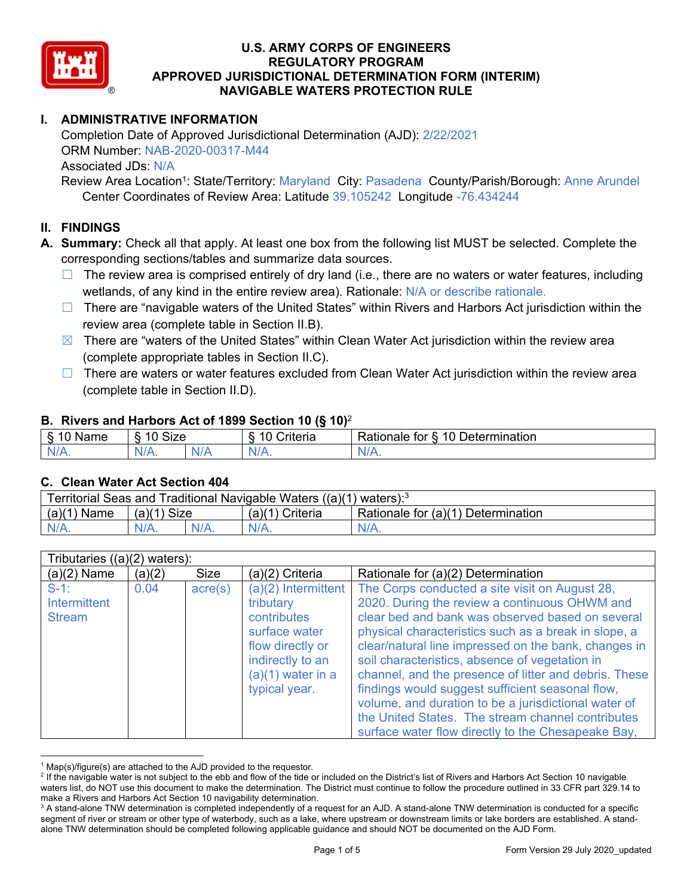# U.S. ARMY CORPS OF ENGINEERS
# REGULATORY PROGRAM
# APPROVED JURISDICTIONAL DETERMINATION FORM (INTERIM)
# NAVIGABLE WATERS PROTECTION RULE

## I. ADMINISTRATIVE INFORMATION

Completion Date of Approved Jurisdictional Determination (AJD): 2/22/2021
ORM Number: NAB-2020-00317-M44
Associated JDs: N/A
Review Area Location[1]: State/Territory: Maryland City: Pasadena County/Parish/Borough: Anne Arundel
Center Coordinates of Review Area: Latitude 39.105242 Longitude -76.434244

## II. FINDINGS

**A. Summary:** Check all that apply. At least one box from the following list MUST be selected. Complete the corresponding sections/tables and summarize data sources.

- ☐ The review area is comprised entirely of dry land (i.e., there are no waters or water features, including wetlands, of any kind in the entire review area). Rationale: N/A or describe rationale.
- ☐ There are "navigable waters of the United States" within Rivers and Harbors Act jurisdiction within the review area (complete table in Section II.B).
- ☒ There are "waters of the United States" within Clean Water Act jurisdiction within the review area (complete appropriate tables in Section II.C).
- ☐ There are waters or water features excluded from Clean Water Act jurisdiction within the review area (complete table in Section II.D).

### B. Rivers and Harbors Act of 1899 Section 10 (§ 10)[2]

| § 10 Name | § 10 Size | | § 10 Criteria | Rationale for § 10 Determination |
|---|---|---|---|---|
| N/A. | N/A. | N/A | N/A. | N/A. |

### C. Clean Water Act Section 404

| Territorial Seas and Traditional Navigable Waters ((a)(1) waters):[3] | | | | |
|---|---|---|---|---|
| (a)(1) Name | (a)(1) Size | | (a)(1) Criteria | Rationale for (a)(1) Determination |
| N/A. | N/A. | N/A. | N/A. | N/A. |

| Tributaries ((a)(2) waters): | | | | |
|---|---|---|---|---|
| (a)(2) Name | (a)(2) | Size | (a)(2) Criteria | Rationale for (a)(2) Determination |
| S-1: Intermittent Stream | 0.04 | acre(s) | (a)(2) Intermittent tributary contributes surface water flow directly or indirectly to an (a)(1) water in a typical year. | The Corps conducted a site visit on August 28, 2020. During the review a continuous OHWM and clear bed and bank was observed based on several physical characteristics such as a break in slope, a clear/natural line impressed on the bank, changes in soil characteristics, absence of vegetation in channel, and the presence of litter and debris. These findings would suggest sufficient seasonal flow, volume, and duration to be a jurisdictional water of the United States. The stream channel contributes surface water flow directly to the Chesapeake Bay, |

---

[1] Map(s)/figure(s) are attached to the AJD provided to the requestor.
[2] If the navigable water is not subject to the ebb and flow of the tide or included on the District's list of Rivers and Harbors Act Section 10 navigable waters list, do NOT use this document to make the determination. The District must continue to follow the procedure outlined in 33 CFR part 329.14 to make a Rivers and Harbors Act Section 10 navigability determination.
[3] A stand-alone TNW determination is completed independently of a request for an AJD. A stand-alone TNW determination is conducted for a specific segment of river or stream or other type of waterbody, such as a lake, where upstream or downstream limits or lake borders are established. A stand-alone TNW determination should be completed following applicable guidance and should NOT be documented on the AJD Form.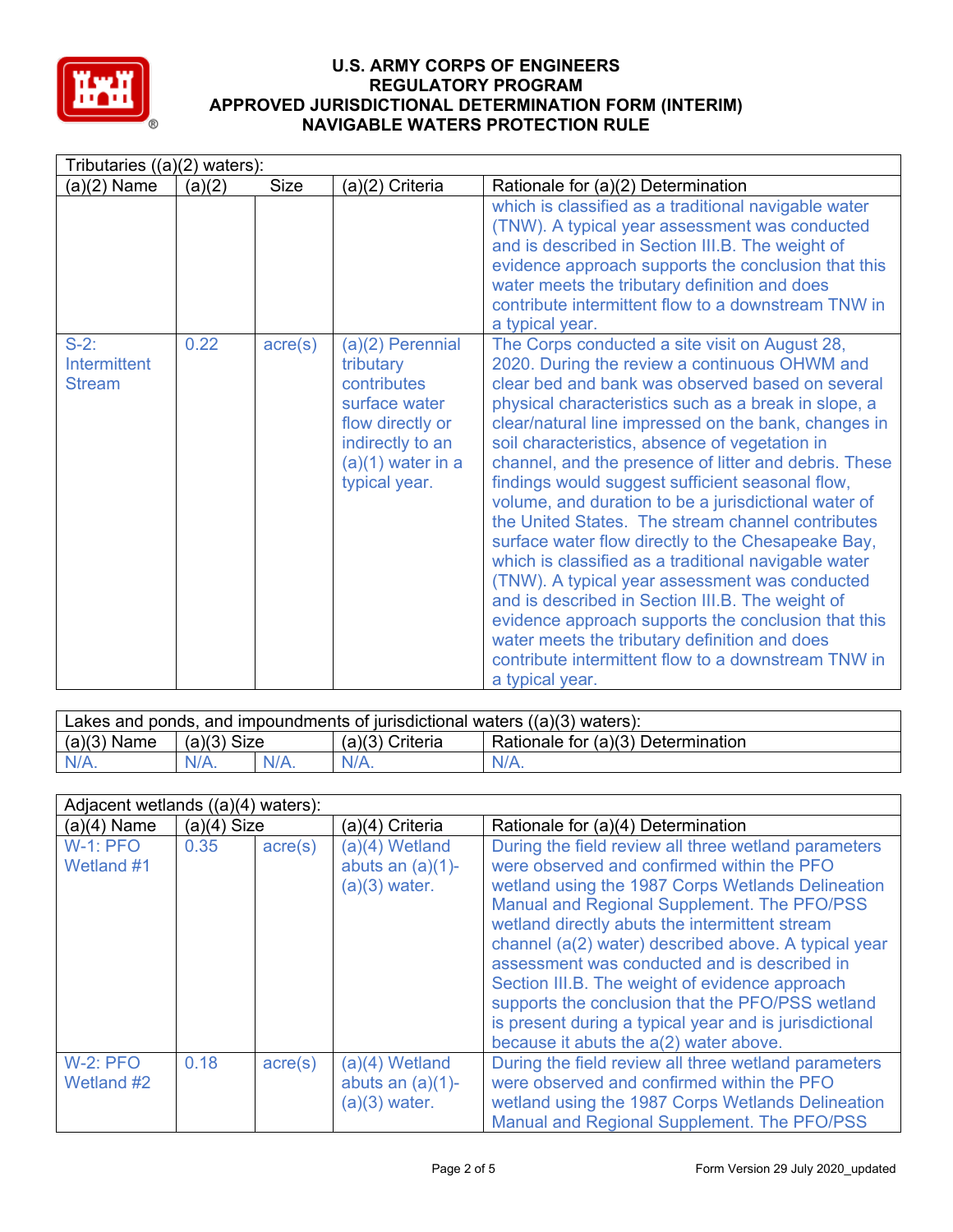# U.S. ARMY CORPS OF ENGINEERS
## REGULATORY PROGRAM
## APPROVED JURISDICTIONAL DETERMINATION FORM (INTERIM)
## NAVIGABLE WATERS PROTECTION RULE

| Tributaries ((a)(2) waters): | | | | |
|---|---|---|---|---|
| (a)(2) Name | (a)(2) | Size | (a)(2) Criteria | Rationale for (a)(2) Determination |
| | | | | which is classified as a traditional navigable water (TNW). A typical year assessment was conducted and is described in Section III.B. The weight of evidence approach supports the conclusion that this water meets the tributary definition and does contribute intermittent flow to a downstream TNW in a typical year. |
| S-2: Intermittent Stream | 0.22 | acre(s) | (a)(2) Perennial tributary contributes surface water flow directly or indirectly to an (a)(1) water in a typical year. | The Corps conducted a site visit on August 28, 2020. During the review a continuous OHWM and clear bed and bank was observed based on several physical characteristics such as a break in slope, a clear/natural line impressed on the bank, changes in soil characteristics, absence of vegetation in channel, and the presence of litter and debris. These findings would suggest sufficient seasonal flow, volume, and duration to be a jurisdictional water of the United States. The stream channel contributes surface water flow directly to the Chesapeake Bay, which is classified as a traditional navigable water (TNW). A typical year assessment was conducted and is described in Section III.B. The weight of evidence approach supports the conclusion that this water meets the tributary definition and does contribute intermittent flow to a downstream TNW in a typical year. |

| Lakes and ponds, and impoundments of jurisdictional waters ((a)(3) waters): | | | | |
|---|---|---|---|---|
| (a)(3) Name | (a)(3) Size | | (a)(3) Criteria | Rationale for (a)(3) Determination |
| N/A. | N/A. | N/A. | N/A. | N/A. |

| Adjacent wetlands ((a)(4) waters): | | | | |
|---|---|---|---|---|
| (a)(4) Name | (a)(4) Size | | (a)(4) Criteria | Rationale for (a)(4) Determination |
| W-1: PFO Wetland #1 | 0.35 | acre(s) | (a)(4) Wetland abuts an (a)(1)-(a)(3) water. | During the field review all three wetland parameters were observed and confirmed within the PFO wetland using the 1987 Corps Wetlands Delineation Manual and Regional Supplement. The PFO/PSS wetland directly abuts the intermittent stream channel (a(2) water) described above. A typical year assessment was conducted and is described in Section III.B. The weight of evidence approach supports the conclusion that the PFO/PSS wetland is present during a typical year and is jurisdictional because it abuts the a(2) water above. |
| W-2: PFO Wetland #2 | 0.18 | acre(s) | (a)(4) Wetland abuts an (a)(1)-(a)(3) water. | During the field review all three wetland parameters were observed and confirmed within the PFO wetland using the 1987 Corps Wetlands Delineation Manual and Regional Supplement. The PFO/PSS |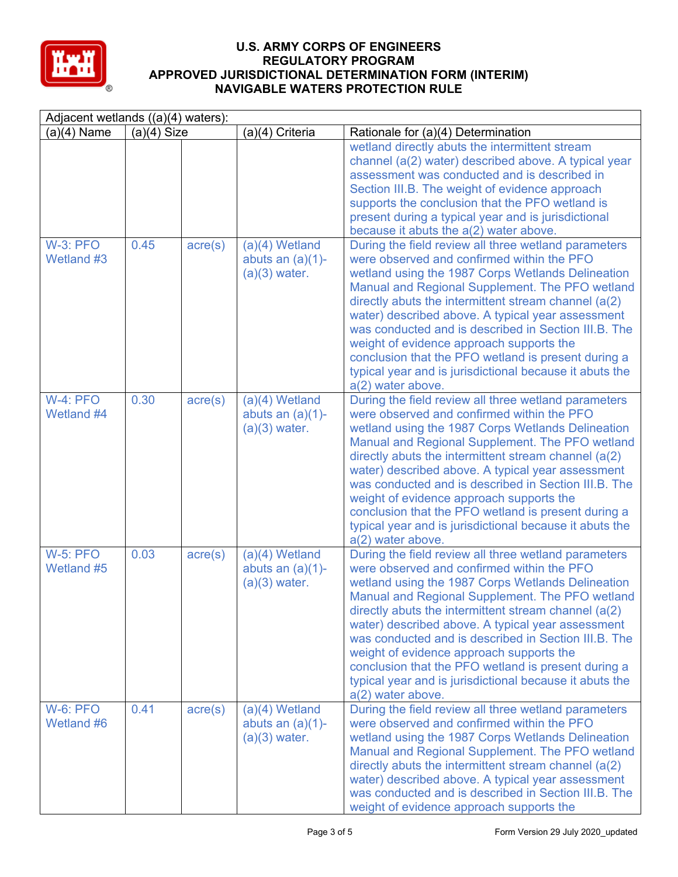# U.S. ARMY CORPS OF ENGINEERS
# REGULATORY PROGRAM
# APPROVED JURISDICTIONAL DETERMINATION FORM (INTERIM)
# NAVIGABLE WATERS PROTECTION RULE

| Adjacent wetlands ((a)(4) waters): | | | | |
|---|---|---|---|---|
| (a)(4) Name | (a)(4) Size | | (a)(4) Criteria | Rationale for (a)(4) Determination |
| | | | | wetland directly abuts the intermittent stream channel (a(2) water) described above. A typical year assessment was conducted and is described in Section III.B. The weight of evidence approach supports the conclusion that the PFO wetland is present during a typical year and is jurisdictional because it abuts the a(2) water above. |
| W-3: PFO Wetland #3 | 0.45 | acre(s) | (a)(4) Wetland abuts an (a)(1)-(a)(3) water. | During the field review all three wetland parameters were observed and confirmed within the PFO wetland using the 1987 Corps Wetlands Delineation Manual and Regional Supplement. The PFO wetland directly abuts the intermittent stream channel (a(2) water) described above. A typical year assessment was conducted and is described in Section III.B. The weight of evidence approach supports the conclusion that the PFO wetland is present during a typical year and is jurisdictional because it abuts the a(2) water above. |
| W-4: PFO Wetland #4 | 0.30 | acre(s) | (a)(4) Wetland abuts an (a)(1)-(a)(3) water. | During the field review all three wetland parameters were observed and confirmed within the PFO wetland using the 1987 Corps Wetlands Delineation Manual and Regional Supplement. The PFO wetland directly abuts the intermittent stream channel (a(2) water) described above. A typical year assessment was conducted and is described in Section III.B. The weight of evidence approach supports the conclusion that the PFO wetland is present during a typical year and is jurisdictional because it abuts the a(2) water above. |
| W-5: PFO Wetland #5 | 0.03 | acre(s) | (a)(4) Wetland abuts an (a)(1)-(a)(3) water. | During the field review all three wetland parameters were observed and confirmed within the PFO wetland using the 1987 Corps Wetlands Delineation Manual and Regional Supplement. The PFO wetland directly abuts the intermittent stream channel (a(2) water) described above. A typical year assessment was conducted and is described in Section III.B. The weight of evidence approach supports the conclusion that the PFO wetland is present during a typical year and is jurisdictional because it abuts the a(2) water above. |
| W-6: PFO Wetland #6 | 0.41 | acre(s) | (a)(4) Wetland abuts an (a)(1)-(a)(3) water. | During the field review all three wetland parameters were observed and confirmed within the PFO wetland using the 1987 Corps Wetlands Delineation Manual and Regional Supplement. The PFO wetland directly abuts the intermittent stream channel (a(2) water) described above. A typical year assessment was conducted and is described in Section III.B. The weight of evidence approach supports the |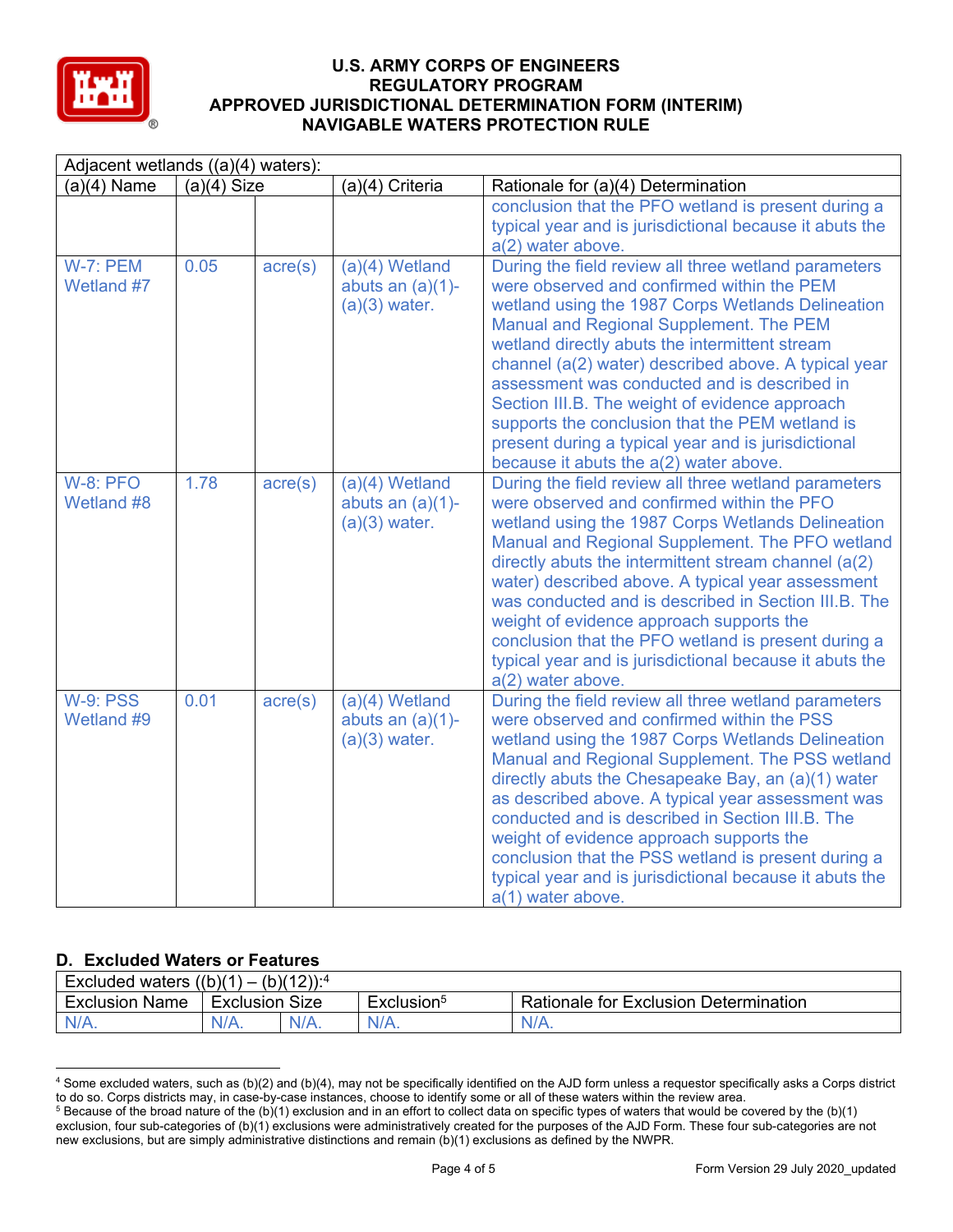| Adjacent wetlands ((a)(4) waters): | | | | |
|---|---|---|---|---|
| (a)(4) Name | (a)(4) Size | | (a)(4) Criteria | Rationale for (a)(4) Determination |
| | | | | conclusion that the PFO wetland is present during a typical year and is jurisdictional because it abuts the a(2) water above. |
| W-7: PEM Wetland #7 | 0.05 | acre(s) | (a)(4) Wetland abuts an (a)(1)-(a)(3) water. | During the field review all three wetland parameters were observed and confirmed within the PEM wetland using the 1987 Corps Wetlands Delineation Manual and Regional Supplement. The PEM wetland directly abuts the intermittent stream channel (a(2) water) described above. A typical year assessment was conducted and is described in Section III.B. The weight of evidence approach supports the conclusion that the PEM wetland is present during a typical year and is jurisdictional because it abuts the a(2) water above. |
| W-8: PFO Wetland #8 | 1.78 | acre(s) | (a)(4) Wetland abuts an (a)(1)-(a)(3) water. | During the field review all three wetland parameters were observed and confirmed within the PFO wetland using the 1987 Corps Wetlands Delineation Manual and Regional Supplement. The PFO wetland directly abuts the intermittent stream channel (a(2) water) described above. A typical year assessment was conducted and is described in Section III.B. The weight of evidence approach supports the conclusion that the PFO wetland is present during a typical year and is jurisdictional because it abuts the a(2) water above. |
| W-9: PSS Wetland #9 | 0.01 | acre(s) | (a)(4) Wetland abuts an (a)(1)-(a)(3) water. | During the field review all three wetland parameters were observed and confirmed within the PSS wetland using the 1987 Corps Wetlands Delineation Manual and Regional Supplement. The PSS wetland directly abuts the Chesapeake Bay, an (a)(1) water as described above. A typical year assessment was conducted and is described in Section III.B. The weight of evidence approach supports the conclusion that the PSS wetland is present during a typical year and is jurisdictional because it abuts the a(1) water above. |

## D. Excluded Waters or Features

| Excluded waters ((b)(1) – (b)(12)):[4] | | | | |
|---|---|---|---|---|
| Exclusion Name | Exclusion Size | | Exclusion[5] | Rationale for Exclusion Determination |
| N/A. | N/A. | N/A. | N/A. | N/A. |

[4] Some excluded waters, such as (b)(2) and (b)(4), may not be specifically identified on the AJD form unless a requestor specifically asks a Corps district to do so. Corps districts may, in case-by-case instances, choose to identify some or all of these waters within the review area.

[5] Because of the broad nature of the (b)(1) exclusion and in an effort to collect data on specific types of waters that would be covered by the (b)(1) exclusion, four sub-categories of (b)(1) exclusions were administratively created for the purposes of the AJD Form. These four sub-categories are not new exclusions, but are simply administrative distinctions and remain (b)(1) exclusions as defined by the NWPR.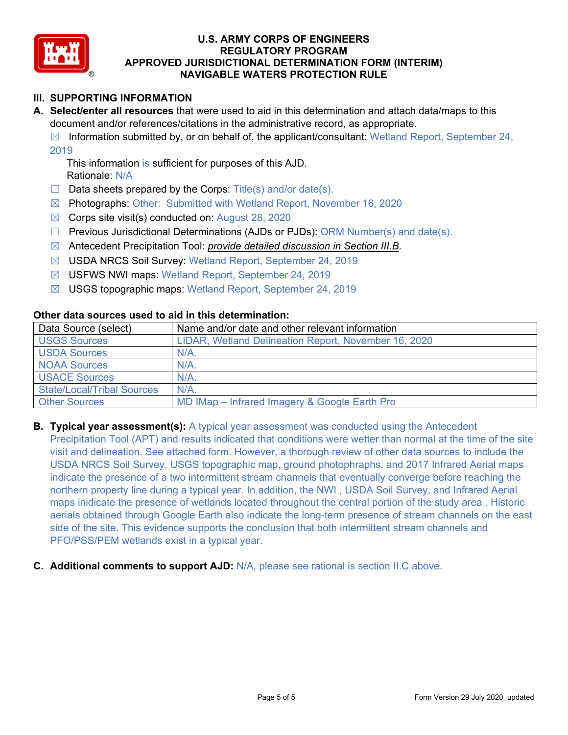# U.S. ARMY CORPS OF ENGINEERS
## REGULATORY PROGRAM
## APPROVED JURISDICTIONAL DETERMINATION FORM (INTERIM)
## NAVIGABLE WATERS PROTECTION RULE

## III. SUPPORTING INFORMATION

**A. Select/enter all resources** that were used to aid in this determination and attach data/maps to this document and/or references/citations in the administrative record, as appropriate.

☒ Information submitted by, or on behalf of, the applicant/consultant: Wetland Report, September 24, 2019

This information is sufficient for purposes of this AJD.
Rationale: N/A

☐ Data sheets prepared by the Corps: Title(s) and/or date(s).

☒ Photographs: Other: Submitted with Wetland Report, November 16, 2020

☒ Corps site visit(s) conducted on: August 28, 2020

☐ Previous Jurisdictional Determinations (AJDs or PJDs): ORM Number(s) and date(s).

☒ Antecedent Precipitation Tool: *provide detailed discussion in Section III.B*.

☒ USDA NRCS Soil Survey: Wetland Report, September 24, 2019

☒ USFWS NWI maps: Wetland Report, September 24, 2019

☒ USGS topographic maps: Wetland Report, September 24, 2019

**Other data sources used to aid in this determination:**

| Data Source (select) | Name and/or date and other relevant information |
|---|---|
| USGS Sources | LIDAR, Wetland Delineation Report, November 16, 2020 |
| USDA Sources | N/A. |
| NOAA Sources | N/A. |
| USACE Sources | N/A. |
| State/Local/Tribal Sources | N/A. |
| Other Sources | MD IMap – Infrared Imagery & Google Earth Pro |

**B. Typical year assessment(s):** A typical year assessment was conducted using the Antecedent Precipitation Tool (APT) and results indicated that conditions were wetter than normal at the time of the site visit and delineation. See attached form. However, a thorough review of other data sources to include the USDA NRCS Soil Survey, USGS topographic map, ground photophraphs, and 2017 Infrared Aerial maps indicate the presence of a two intermittent stream channels that eventually converge before reaching the northern property line during a typical year. In addition, the NWI , USDA Soil Survey, and Infrared Aerial maps inidicate the presence of wetlands located throughout the central portion of the study area . Historic aerials obtained through Google Earth also indicate the long-term presence of stream channels on the east side of the site. This evidence supports the conclusion that both intermittent stream channels and PFO/PSS/PEM wetlands exist in a typical year.

**C. Additional comments to support AJD:** N/A, please see rational is section II.C above.